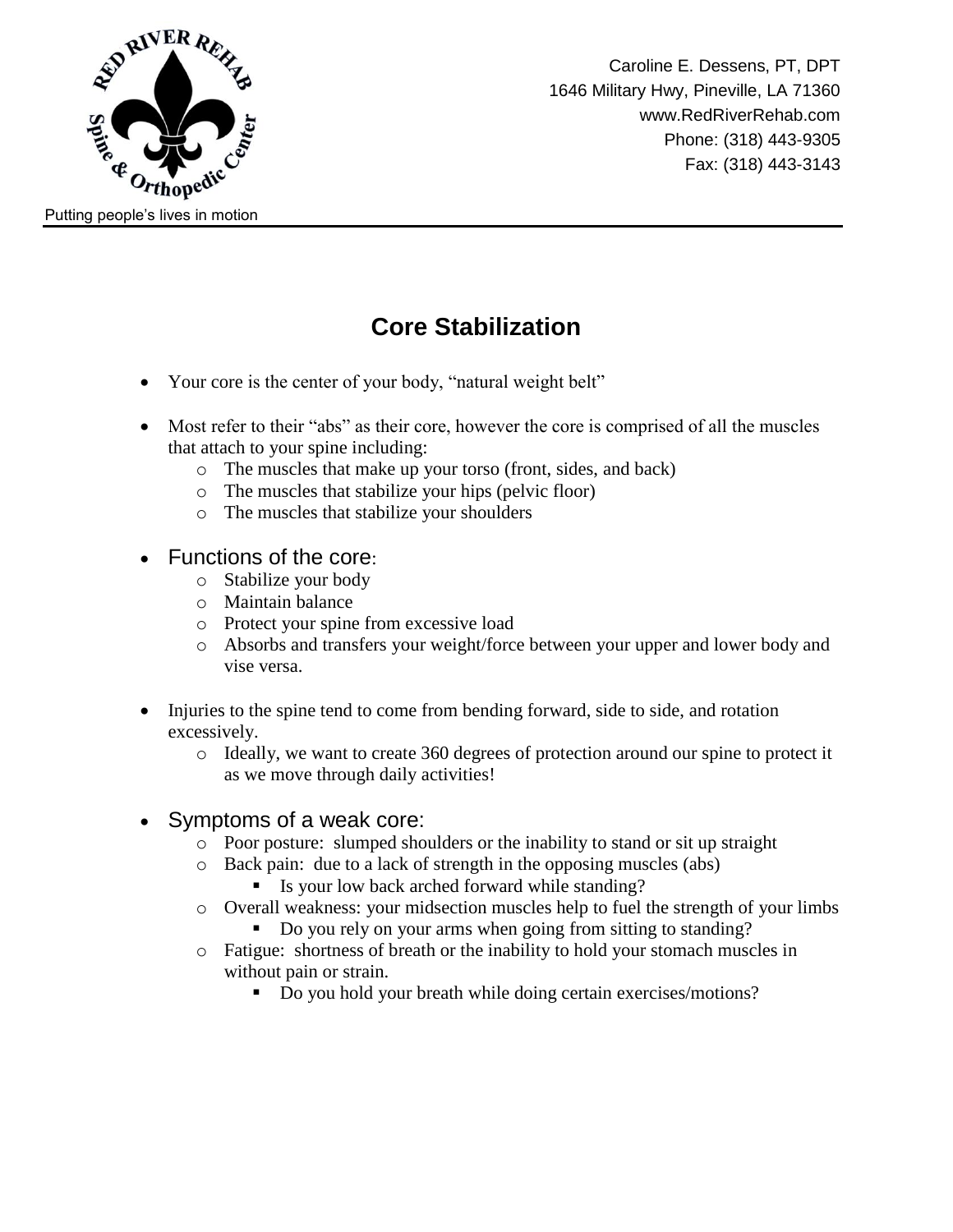Caroline E. Dessens, PT, DPT
1646 Military Hwy, Pineville, LA 71360
www.RedRiverRehab.com
Phone: (318) 443-9305
Fax: (318) 443-3143

Putting people's lives in motion

# Core Stabilization

- Your core is the center of your body, "natural weight belt"

- Most refer to their "abs" as their core, however the core is comprised of all the muscles that attach to your spine including:
  - The muscles that make up your torso (front, sides, and back)
  - The muscles that stabilize your hips (pelvic floor)
  - The muscles that stabilize your shoulders

- Functions of the core:
  - Stabilize your body
  - Maintain balance
  - Protect your spine from excessive load
  - Absorbs and transfers your weight/force between your upper and lower body and vise versa.

- Injuries to the spine tend to come from bending forward, side to side, and rotation excessively.
  - Ideally, we want to create 360 degrees of protection around our spine to protect it as we move through daily activities!

- Symptoms of a weak core:
  - Poor posture: slumped shoulders or the inability to stand or sit up straight
  - Back pain: due to a lack of strength in the opposing muscles (abs)
    - Is your low back arched forward while standing?
  - Overall weakness: your midsection muscles help to fuel the strength of your limbs
    - Do you rely on your arms when going from sitting to standing?
  - Fatigue: shortness of breath or the inability to hold your stomach muscles in without pain or strain.
    - Do you hold your breath while doing certain exercises/motions?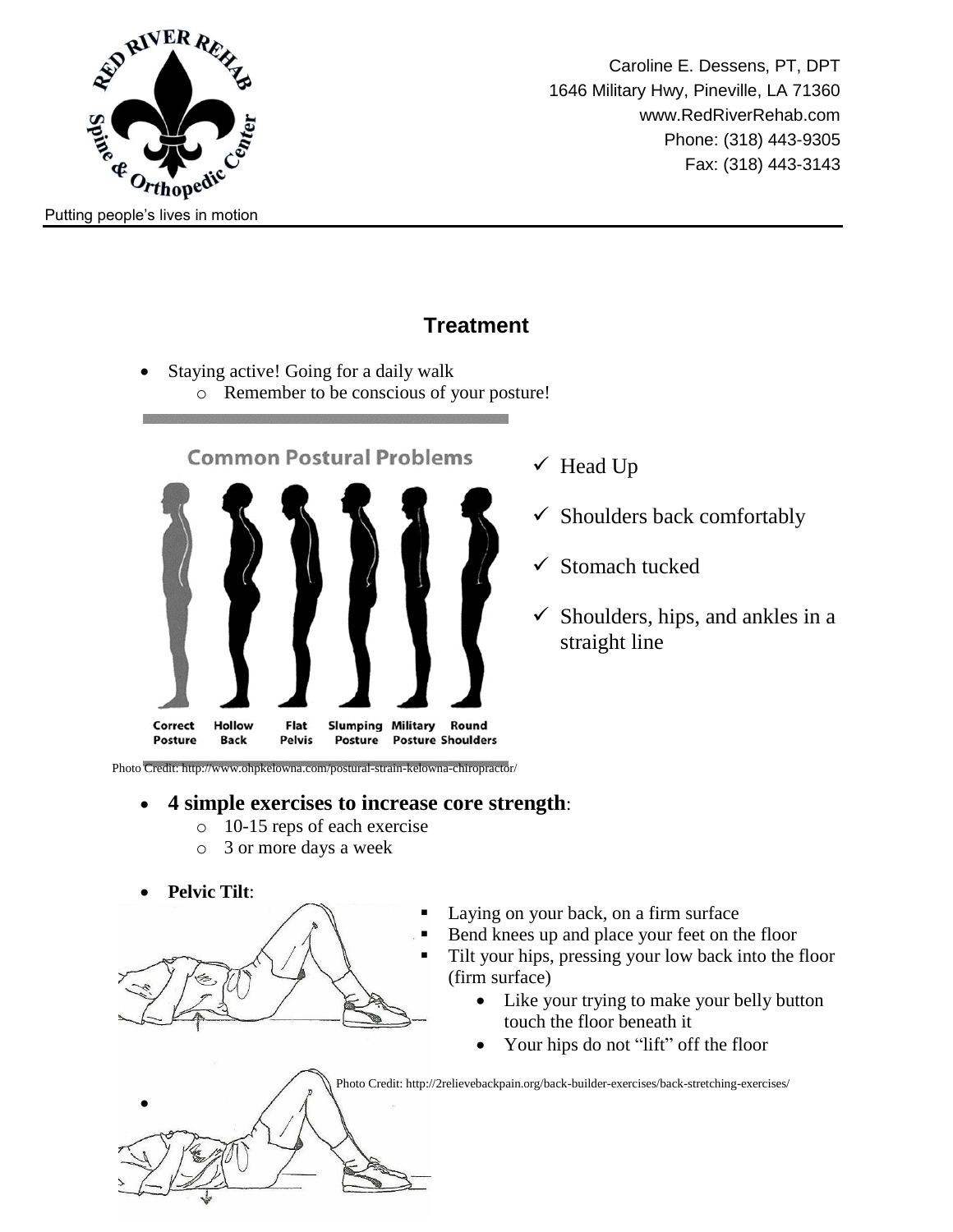Caroline E. Dessens, PT, DPT
1646 Military Hwy, Pineville, LA 71360
www.RedRiverRehab.com
Phone: (318) 443-9305
Fax: (318) 443-3143

Putting people's lives in motion

## Treatment

- Staying active! Going for a daily walk
  - Remember to be conscious of your posture!

Common Postural Problems

Correct Posture | Hollow Back | Flat Pelvis | Slumping Posture | Military Posture | Round Shoulders

Photo Credit: http://www.ohpkelowna.com/postural-strain-kelowna-chiropractor/

- ✓ Head Up
- ✓ Shoulders back comfortably
- ✓ Stomach tucked
- ✓ Shoulders, hips, and ankles in a straight line

- **4 simple exercises to increase core strength**:
  - 10-15 reps of each exercise
  - 3 or more days a week

- **Pelvic Tilt**:
  - Laying on your back, on a firm surface
  - Bend knees up and place your feet on the floor
  - Tilt your hips, pressing your low back into the floor (firm surface)
    - Like your trying to make your belly button touch the floor beneath it
    - Your hips do not "lift" off the floor

Photo Credit: http://2relievebackpain.org/back-builder-exercises/back-stretching-exercises/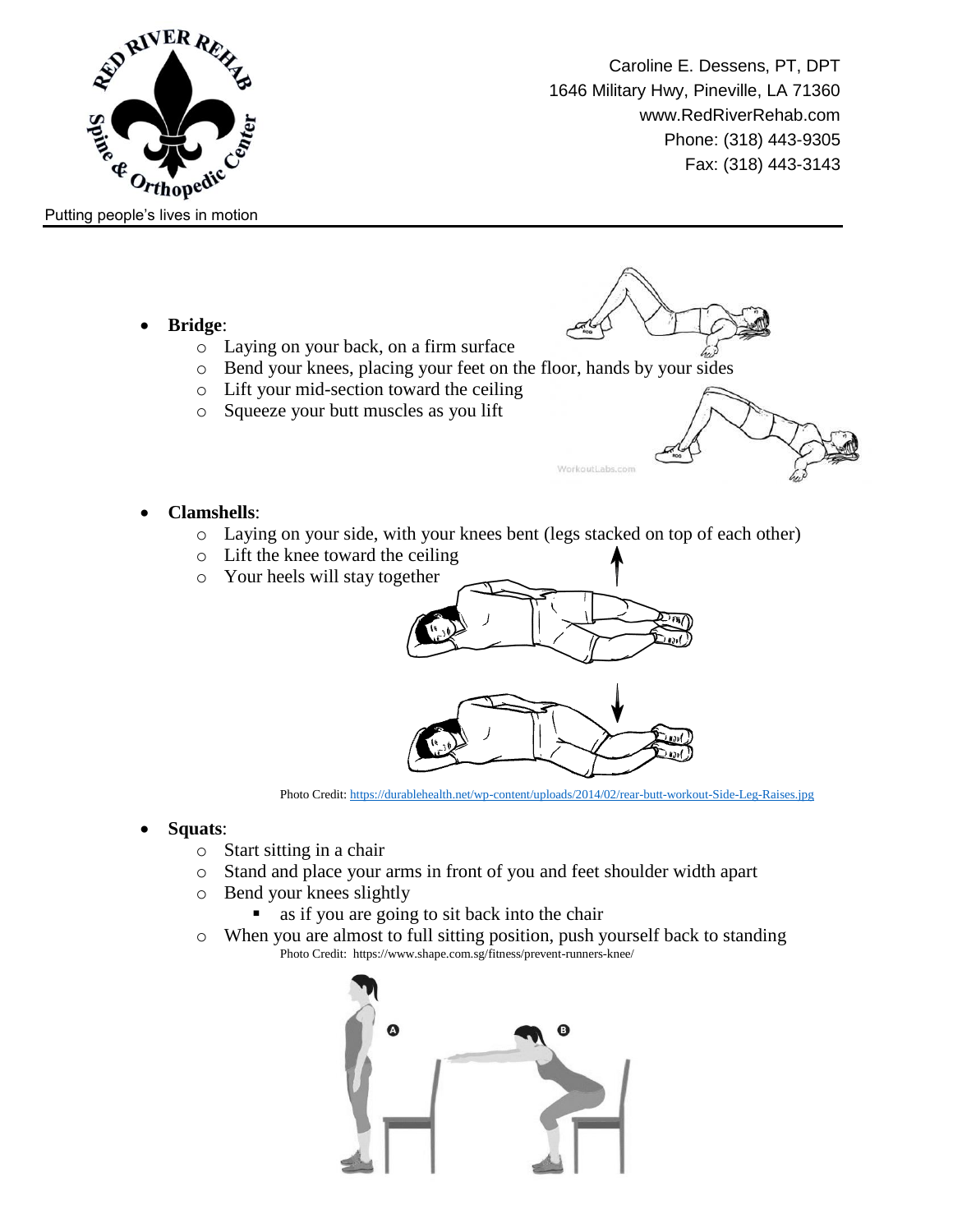- **Bridge**:
  - Laying on your back, on a firm surface
  - Bend your knees, placing your feet on the floor, hands by your sides
  - Lift your mid-section toward the ceiling
  - Squeeze your butt muscles as you lift

- **Clamshells**:
  - Laying on your side, with your knees bent (legs stacked on top of each other)
  - Lift the knee toward the ceiling
  - Your heels will stay together

Photo Credit: https://durablehealth.net/wp-content/uploads/2014/02/rear-butt-workout-Side-Leg-Raises.jpg

- **Squats**:
  - Start sitting in a chair
  - Stand and place your arms in front of you and feet shoulder width apart
  - Bend your knees slightly
    - as if you are going to sit back into the chair
  - When you are almost to full sitting position, push yourself back to standing

Photo Credit: https://www.shape.com.sg/fitness/prevent-runners-knee/